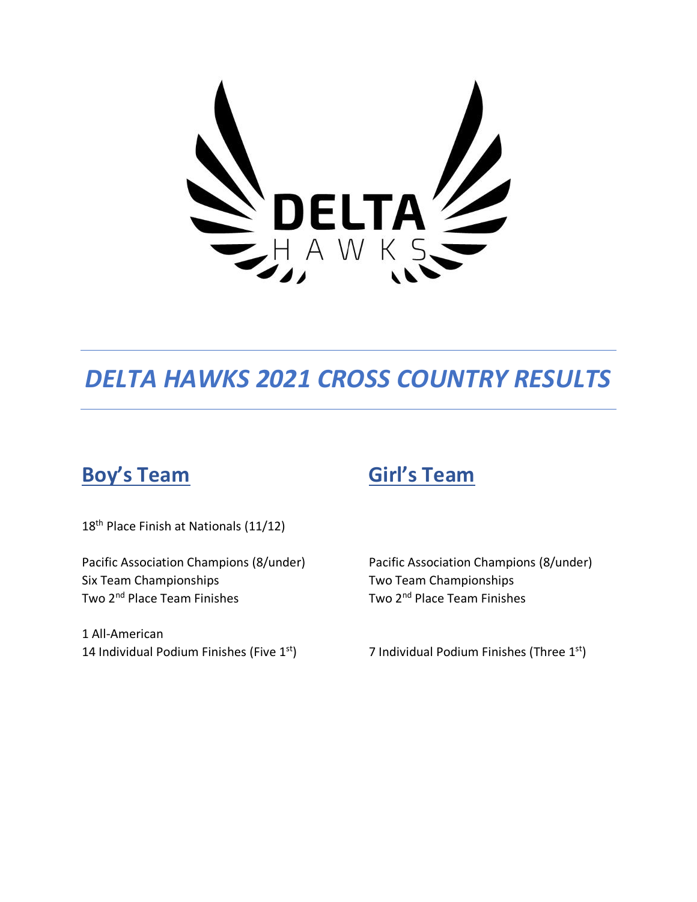# DELTA HAWKS 2021 CROSS COUNTRY RESULTS

## Boy's Team

18th Place Finish at Nationals (11/12)

Pacific Association Champions (8/under)
Six Team Championships
Two 2nd Place Team Finishes

1 All-American
14 Individual Podium Finishes (Five 1st)

## Girl's Team

Pacific Association Champions (8/under)
Two Team Championships
Two 2nd Place Team Finishes

7 Individual Podium Finishes (Three 1st)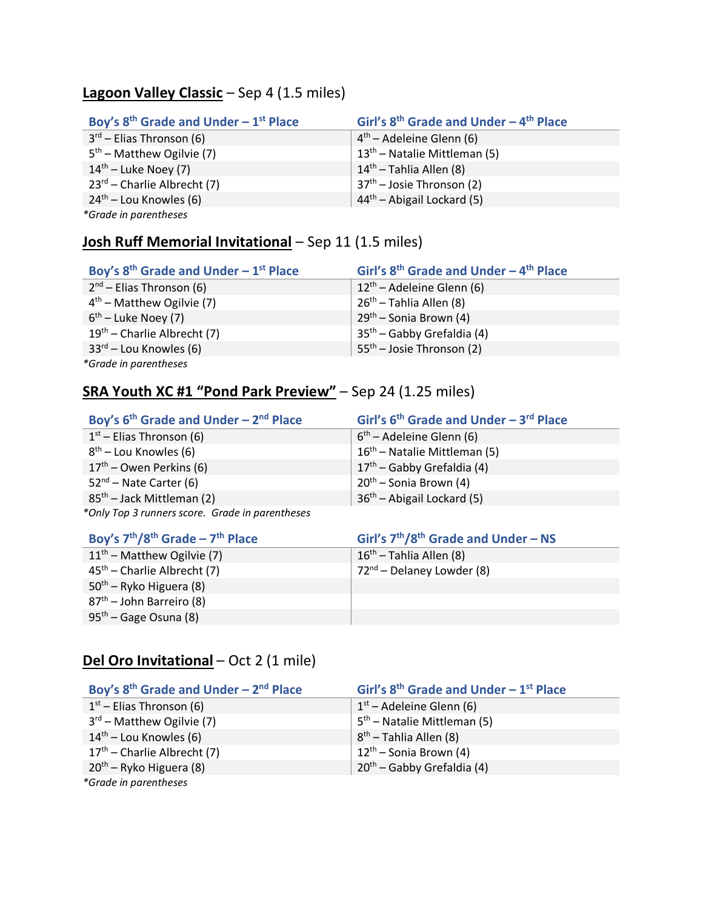## Lagoon Valley Classic – Sep 4 (1.5 miles)

| Boy's 8th Grade and Under – 1st Place | Girl's 8th Grade and Under – 4th Place |
|---|---|
| 3rd – Elias Thronson (6) | 4th – Adeleine Glenn (6) |
| 5th – Matthew Ogilvie (7) | 13th – Natalie Mittleman (5) |
| 14th – Luke Noey (7) | 14th – Tahlia Allen (8) |
| 23rd – Charlie Albrecht (7) | 37th – Josie Thronson (2) |
| 24th – Lou Knowles (6) | 44th – Abigail Lockard (5) |

*Grade in parentheses*

## Josh Ruff Memorial Invitational – Sep 11 (1.5 miles)

| Boy's 8th Grade and Under – 1st Place | Girl's 8th Grade and Under – 4th Place |
|---|---|
| 2nd – Elias Thronson (6) | 12th – Adeleine Glenn (6) |
| 4th – Matthew Ogilvie (7) | 26th – Tahlia Allen (8) |
| 6th – Luke Noey (7) | 29th – Sonia Brown (4) |
| 19th – Charlie Albrecht (7) | 35th – Gabby Grefaldia (4) |
| 33rd – Lou Knowles (6) | 55th – Josie Thronson (2) |

*Grade in parentheses*

## SRA Youth XC #1 "Pond Park Preview" – Sep 24 (1.25 miles)

| Boy's 6th Grade and Under – 2nd Place | Girl's 6th Grade and Under – 3rd Place |
|---|---|
| 1st – Elias Thronson (6) | 6th – Adeleine Glenn (6) |
| 8th – Lou Knowles (6) | 16th – Natalie Mittleman (5) |
| 17th – Owen Perkins (6) | 17th – Gabby Grefaldia (4) |
| 52nd – Nate Carter (6) | 20th – Sonia Brown (4) |
| 85th – Jack Mittleman (2) | 36th – Abigail Lockard (5) |

*Only Top 3 runners score. Grade in parentheses*

| Boy's 7th/8th Grade – 7th Place | Girl's 7th/8th Grade and Under – NS |
|---|---|
| 11th – Matthew Ogilvie (7) | 16th – Tahlia Allen (8) |
| 45th – Charlie Albrecht (7) | 72nd – Delaney Lowder (8) |
| 50th – Ryko Higuera (8) | |
| 87th – John Barreiro (8) | |
| 95th – Gage Osuna (8) | |

## Del Oro Invitational – Oct 2 (1 mile)

| Boy's 8th Grade and Under – 2nd Place | Girl's 8th Grade and Under – 1st Place |
|---|---|
| 1st – Elias Thronson (6) | 1st – Adeleine Glenn (6) |
| 3rd – Matthew Ogilvie (7) | 5th – Natalie Mittleman (5) |
| 14th – Lou Knowles (6) | 8th – Tahlia Allen (8) |
| 17th – Charlie Albrecht (7) | 12th – Sonia Brown (4) |
| 20th – Ryko Higuera (8) | 20th – Gabby Grefaldia (4) |

*Grade in parentheses*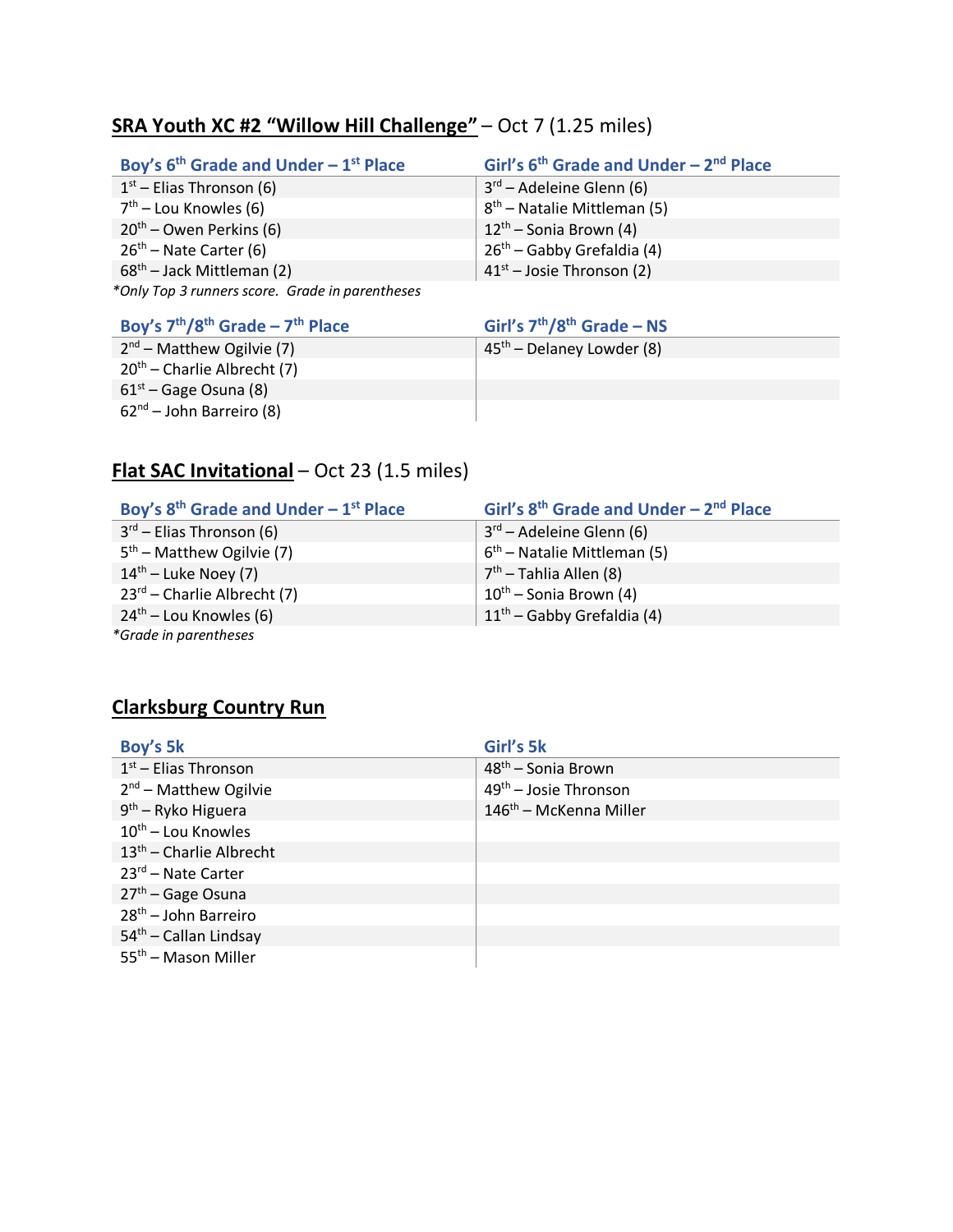## SRA Youth XC #2 "Willow Hill Challenge" – Oct 7 (1.25 miles)

| Boy's 6th Grade and Under – 1st Place | Girl's 6th Grade and Under – 2nd Place |
|---|---|
| 1st – Elias Thronson (6) | 3rd – Adeleine Glenn (6) |
| 7th – Lou Knowles (6) | 8th – Natalie Mittleman (5) |
| 20th – Owen Perkins (6) | 12th – Sonia Brown (4) |
| 26th – Nate Carter (6) | 26th – Gabby Grefaldia (4) |
| 68th – Jack Mittleman (2) | 41st – Josie Thronson (2) |

*Only Top 3 runners score. Grade in parentheses*

| Boy's 7th/8th Grade – 7th Place | Girl's 7th/8th Grade – NS |
|---|---|
| 2nd – Matthew Ogilvie (7) | 45th – Delaney Lowder (8) |
| 20th – Charlie Albrecht (7) | |
| 61st – Gage Osuna (8) | |
| 62nd – John Barreiro (8) | |

## Flat SAC Invitational – Oct 23 (1.5 miles)

| Boy's 8th Grade and Under – 1st Place | Girl's 8th Grade and Under – 2nd Place |
|---|---|
| 3rd – Elias Thronson (6) | 3rd – Adeleine Glenn (6) |
| 5th – Matthew Ogilvie (7) | 6th – Natalie Mittleman (5) |
| 14th – Luke Noey (7) | 7th – Tahlia Allen (8) |
| 23rd – Charlie Albrecht (7) | 10th – Sonia Brown (4) |
| 24th – Lou Knowles (6) | 11th – Gabby Grefaldia (4) |

*Grade in parentheses*

## Clarksburg Country Run

| Boy's 5k | Girl's 5k |
|---|---|
| 1st – Elias Thronson | 48th – Sonia Brown |
| 2nd – Matthew Ogilvie | 49th – Josie Thronson |
| 9th – Ryko Higuera | 146th – McKenna Miller |
| 10th – Lou Knowles | |
| 13th – Charlie Albrecht | |
| 23rd – Nate Carter | |
| 27th – Gage Osuna | |
| 28th – John Barreiro | |
| 54th – Callan Lindsay | |
| 55th – Mason Miller | |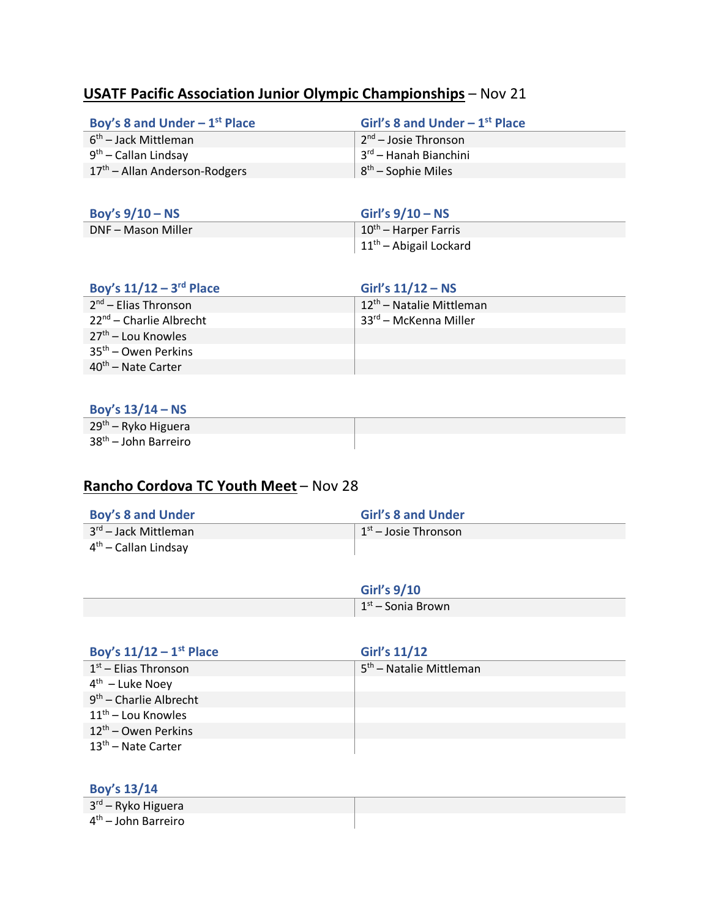## USATF Pacific Association Junior Olympic Championships – Nov 21

| Boy's 8 and Under – 1st Place | Girl's 8 and Under – 1st Place |
|---|---|
| 6th – Jack Mittleman | 2nd – Josie Thronson |
| 9th – Callan Lindsay | 3rd – Hanah Bianchini |
| 17th – Allan Anderson-Rodgers | 8th – Sophie Miles |

| Boy's 9/10 – NS | Girl's 9/10 – NS |
|---|---|
| DNF – Mason Miller | 10th – Harper Farris |
| | 11th – Abigail Lockard |

| Boy's 11/12 – 3rd Place | Girl's 11/12 – NS |
|---|---|
| 2nd – Elias Thronson | 12th – Natalie Mittleman |
| 22nd – Charlie Albrecht | 33rd – McKenna Miller |
| 27th – Lou Knowles | |
| 35th – Owen Perkins | |
| 40th – Nate Carter | |

| Boy's 13/14 – NS | |
|---|---|
| 29th – Ryko Higuera | |
| 38th – John Barreiro | |

## Rancho Cordova TC Youth Meet – Nov 28

| Boy's 8 and Under | Girl's 8 and Under |
|---|---|
| 3rd – Jack Mittleman | 1st – Josie Thronson |
| 4th – Callan Lindsay | |

| | Girl's 9/10 |
|---|---|
| | 1st – Sonia Brown |

| Boy's 11/12 – 1st Place | Girl's 11/12 |
|---|---|
| 1st – Elias Thronson | 5th – Natalie Mittleman |
| 4th – Luke Noey | |
| 9th – Charlie Albrecht | |
| 11th – Lou Knowles | |
| 12th – Owen Perkins | |
| 13th – Nate Carter | |

| Boy's 13/14 | |
|---|---|
| 3rd – Ryko Higuera | |
| 4th – John Barreiro | |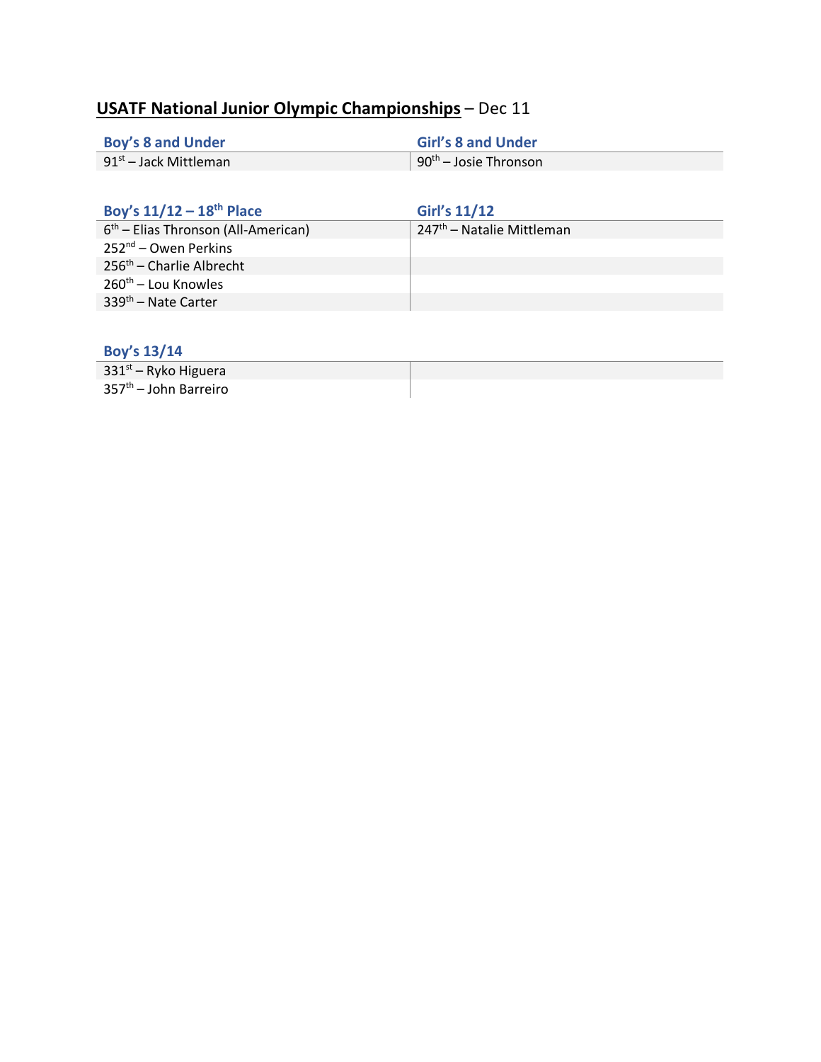## **USATF National Junior Olympic Championships** – Dec 11

| Boy's 8 and Under | Girl's 8 and Under |
| --- | --- |
| 91st – Jack Mittleman | 90th – Josie Thronson |

| Boy's 11/12 – 18th Place | Girl's 11/12 |
| --- | --- |
| 6th – Elias Thronson (All-American) | 247th – Natalie Mittleman |
| 252nd – Owen Perkins | |
| 256th – Charlie Albrecht | |
| 260th – Lou Knowles | |
| 339th – Nate Carter | |

| Boy's 13/14 | |
| --- | --- |
| 331st – Ryko Higuera | |
| 357th – John Barreiro | |